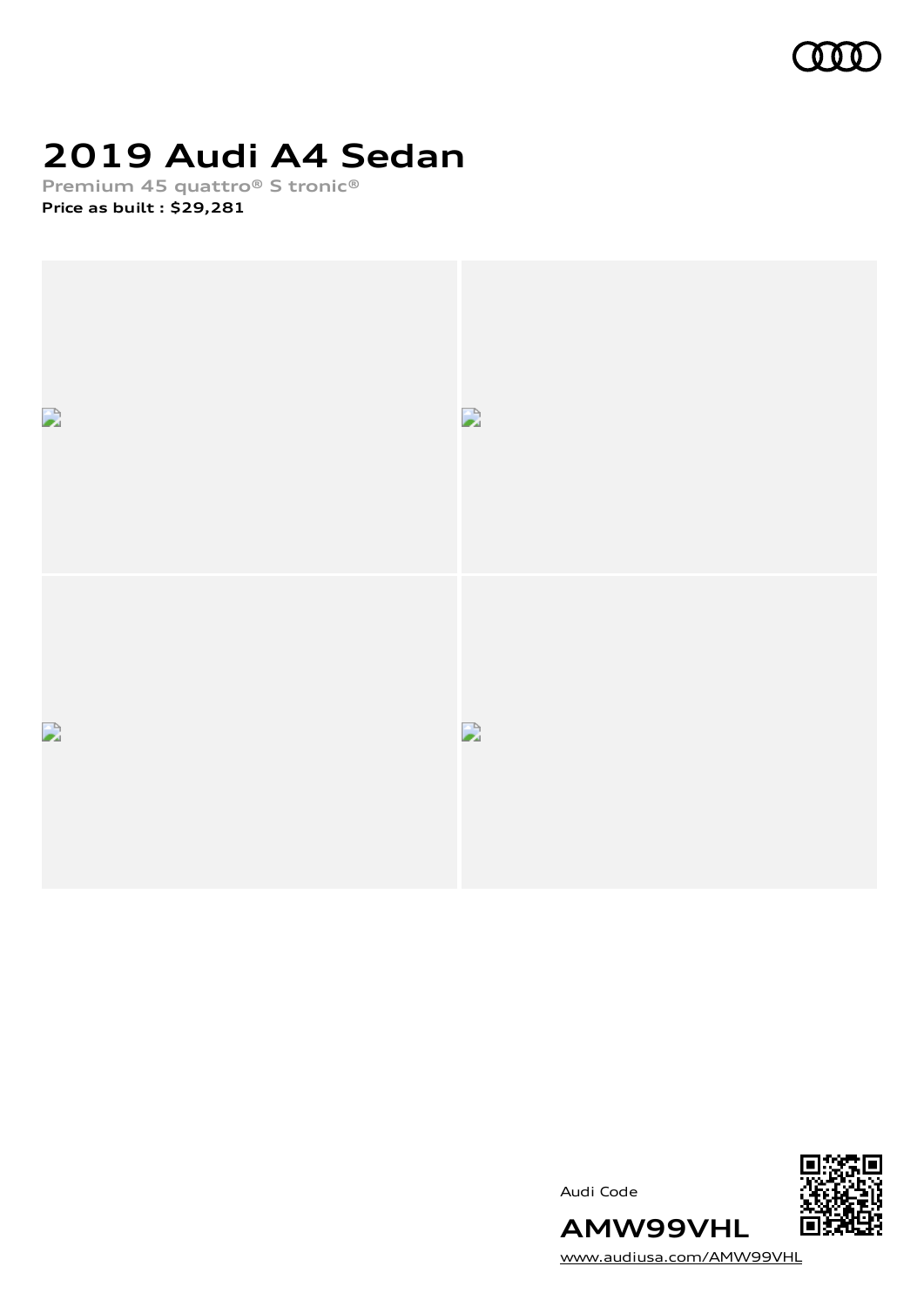# 2019 Audi A4 Sedan

**Premium 45 quattro® S tronic®**

**Price as built : $29,281**

Audi Code

**AMW99VHL**

www.audiusa.com/AMW99VHL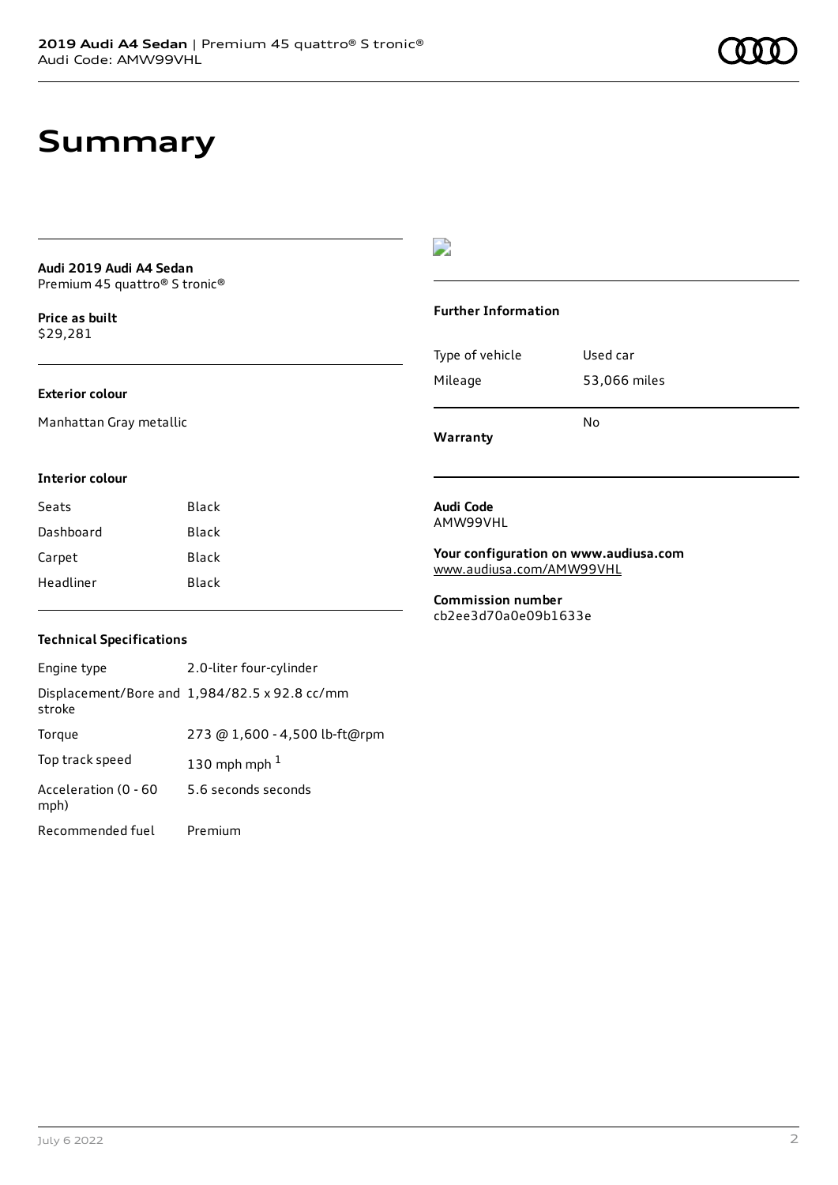# Summary

**Audi 2019 Audi A4 Sedan**
Premium 45 quattro® S tronic®

**Price as built**
$29,281

### Exterior colour

Manhattan Gray metallic

### Interior colour

| Seats | Black |
| --- | --- |
| Dashboard | Black |
| Carpet | Black |
| Headliner | Black |

### Technical Specifications

| Engine type | 2.0-liter four-cylinder |
| --- | --- |
| Displacement/Bore and stroke | 1,984/82.5 x 92.8 cc/mm |
| Torque | 273 @ 1,600 - 4,500 lb-ft@rpm |
| Top track speed | 130 mph mph [1] |
| Acceleration (0 - 60 mph) | 5.6 seconds seconds |
| Recommended fuel | Premium |

### Further Information

| Type of vehicle | Used car |
| --- | --- |
| Mileage | 53,066 miles |
| **Warranty** | No |

**Audi Code**
AMW99VHL

**Your configuration on www.audiusa.com**
www.audiusa.com/AMW99VHL

**Commission number**
cb2ee3d70a0e09b1633e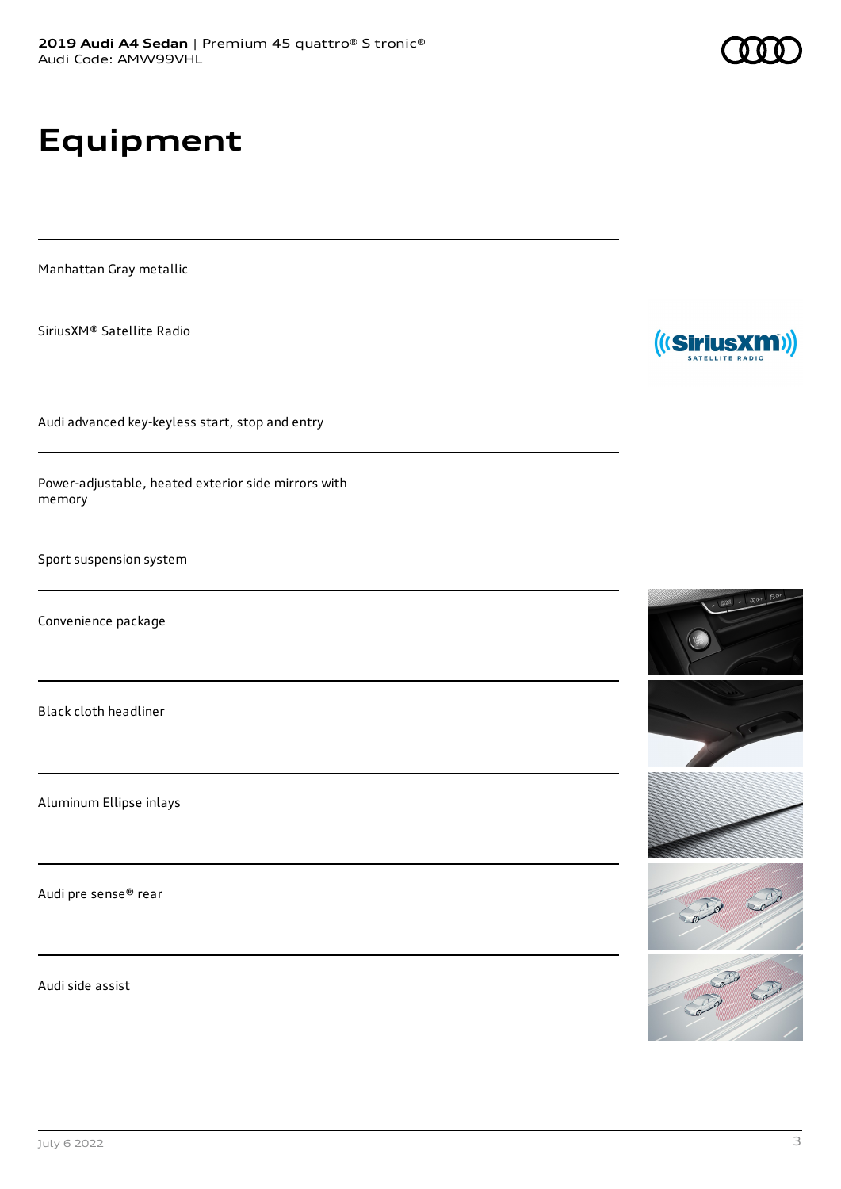# Equipment

Manhattan Gray metallic

SiriusXM® Satellite Radio

Audi advanced key-keyless start, stop and entry

Power-adjustable, heated exterior side mirrors with memory

Sport suspension system

Convenience package

Black cloth headliner

Aluminum Ellipse inlays

Audi pre sense® rear

Audi side assist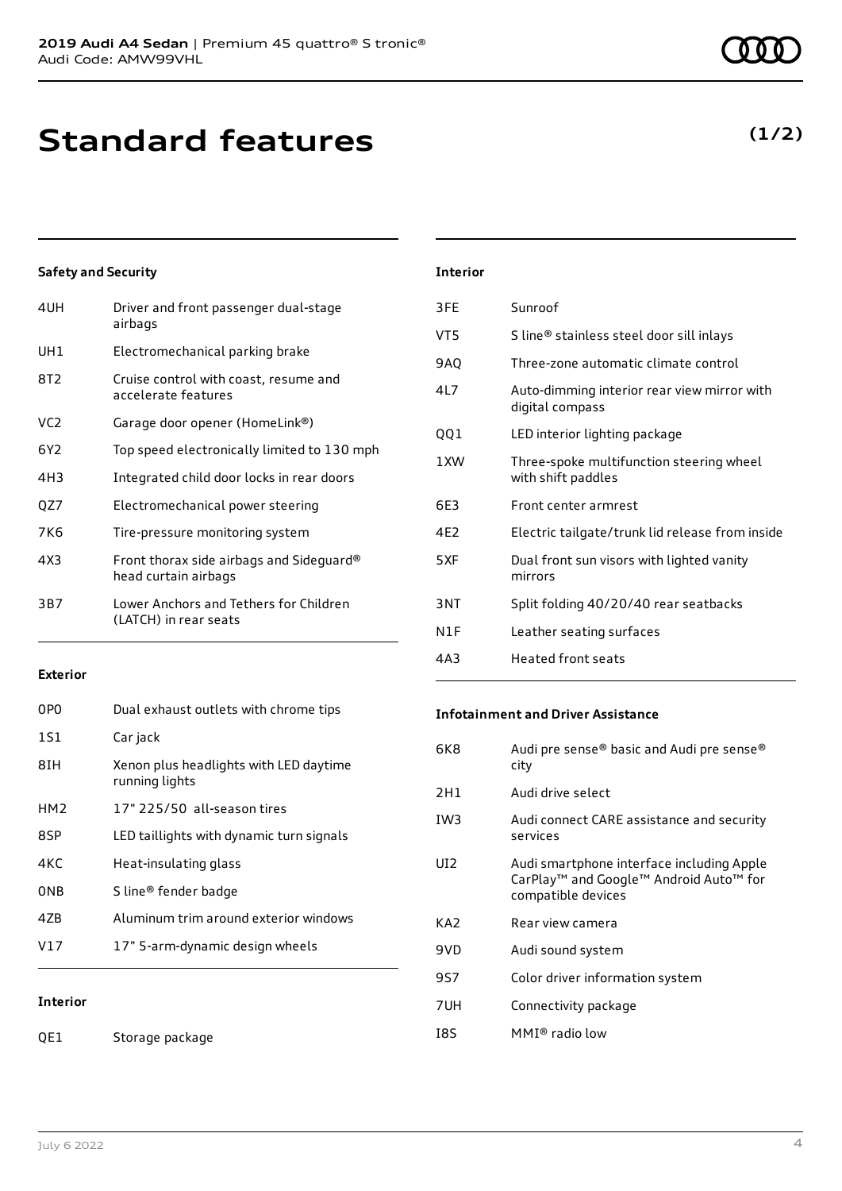# Standard features

**(1/2)**

## Safety and Security

| | |
|---|---|
| 4UH | Driver and front passenger dual-stage airbags |
| UH1 | Electromechanical parking brake |
| 8T2 | Cruise control with coast, resume and accelerate features |
| VC2 | Garage door opener (HomeLink®) |
| 6Y2 | Top speed electronically limited to 130 mph |
| 4H3 | Integrated child door locks in rear doors |
| QZ7 | Electromechanical power steering |
| 7K6 | Tire-pressure monitoring system |
| 4X3 | Front thorax side airbags and Sideguard® head curtain airbags |
| 3B7 | Lower Anchors and Tethers for Children (LATCH) in rear seats |

## Exterior

| | |
|---|---|
| 0P0 | Dual exhaust outlets with chrome tips |
| 1S1 | Car jack |
| 8IH | Xenon plus headlights with LED daytime running lights |
| HM2 | 17" 225/50 all-season tires |
| 8SP | LED taillights with dynamic turn signals |
| 4KC | Heat-insulating glass |
| 0NB | S line® fender badge |
| 4ZB | Aluminum trim around exterior windows |
| V17 | 17" 5-arm-dynamic design wheels |

## Interior

| | |
|---|---|
| QE1 | Storage package |
| 3FE | Sunroof |
| VT5 | S line® stainless steel door sill inlays |
| 9AQ | Three-zone automatic climate control |
| 4L7 | Auto-dimming interior rear view mirror with digital compass |
| QQ1 | LED interior lighting package |
| 1XW | Three-spoke multifunction steering wheel with shift paddles |
| 6E3 | Front center armrest |
| 4E2 | Electric tailgate/trunk lid release from inside |
| 5XF | Dual front sun visors with lighted vanity mirrors |
| 3NT | Split folding 40/20/40 rear seatbacks |
| N1F | Leather seating surfaces |
| 4A3 | Heated front seats |

## Infotainment and Driver Assistance

| | |
|---|---|
| 6K8 | Audi pre sense® basic and Audi pre sense® city |
| 2H1 | Audi drive select |
| IW3 | Audi connect CARE assistance and security services |
| UI2 | Audi smartphone interface including Apple CarPlay™ and Google™ Android Auto™ for compatible devices |
| KA2 | Rear view camera |
| 9VD | Audi sound system |
| 9S7 | Color driver information system |
| 7UH | Connectivity package |
| I8S | MMI® radio low |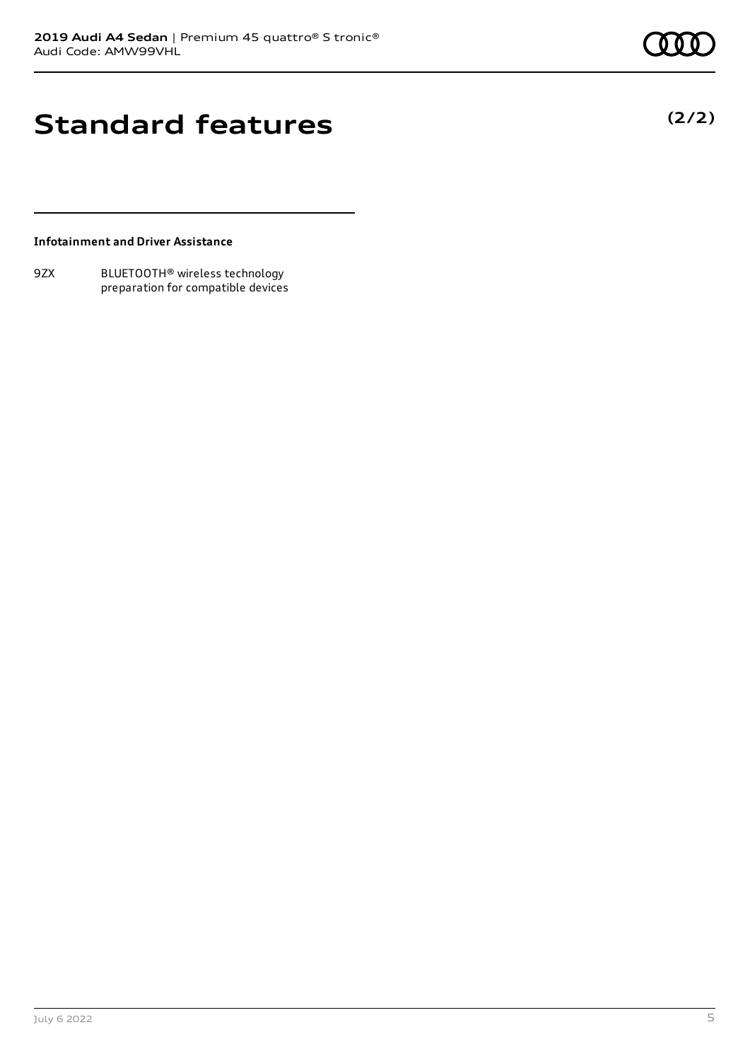# Standard features

**(2/2)**

**Infotainment and Driver Assistance**

| | |
|---|---|
| 9ZX | BLUETOOTH® wireless technology preparation for compatible devices |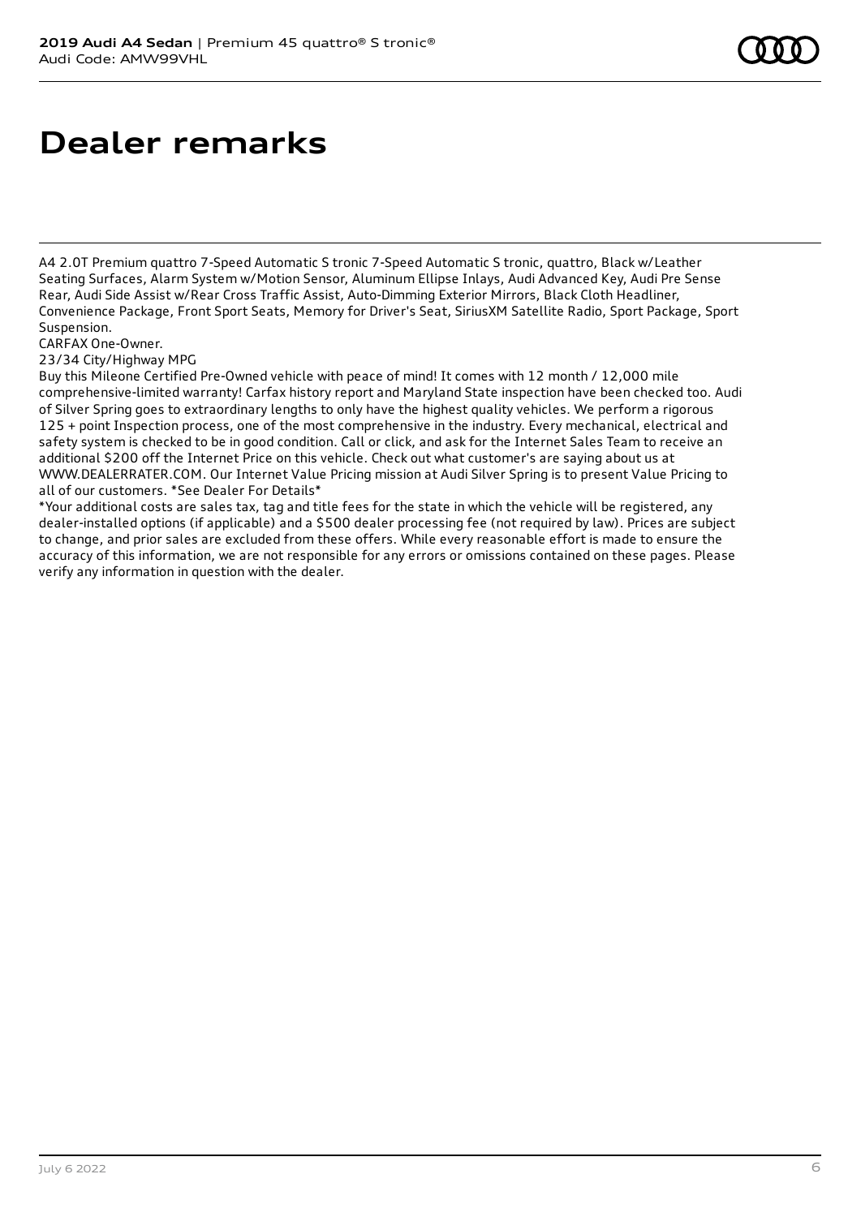# Dealer remarks

A4 2.0T Premium quattro 7-Speed Automatic S tronic 7-Speed Automatic S tronic, quattro, Black w/Leather Seating Surfaces, Alarm System w/Motion Sensor, Aluminum Ellipse Inlays, Audi Advanced Key, Audi Pre Sense Rear, Audi Side Assist w/Rear Cross Traffic Assist, Auto-Dimming Exterior Mirrors, Black Cloth Headliner, Convenience Package, Front Sport Seats, Memory for Driver's Seat, SiriusXM Satellite Radio, Sport Package, Sport Suspension.
CARFAX One-Owner.
23/34 City/Highway MPG
Buy this Mileone Certified Pre-Owned vehicle with peace of mind! It comes with 12 month / 12,000 mile comprehensive-limited warranty! Carfax history report and Maryland State inspection have been checked too. Audi of Silver Spring goes to extraordinary lengths to only have the highest quality vehicles. We perform a rigorous 125 + point Inspection process, one of the most comprehensive in the industry. Every mechanical, electrical and safety system is checked to be in good condition. Call or click, and ask for the Internet Sales Team to receive an additional $200 off the Internet Price on this vehicle. Check out what customer's are saying about us at WWW.DEALERRATER.COM. Our Internet Value Pricing mission at Audi Silver Spring is to present Value Pricing to all of our customers. *See Dealer For Details*
*Your additional costs are sales tax, tag and title fees for the state in which the vehicle will be registered, any dealer-installed options (if applicable) and a $500 dealer processing fee (not required by law). Prices are subject to change, and prior sales are excluded from these offers. While every reasonable effort is made to ensure the accuracy of this information, we are not responsible for any errors or omissions contained on these pages. Please verify any information in question with the dealer.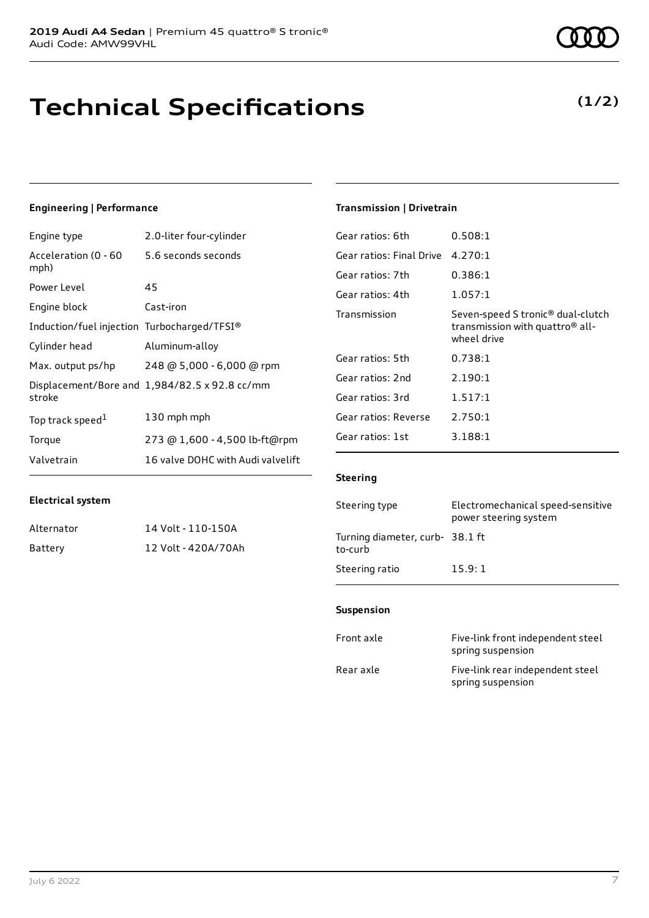# Technical Specifications

**(1/2)**

### Engineering | Performance

| | |
|---|---|
| Engine type | 2.0-liter four-cylinder |
| Acceleration (0 - 60 mph) | 5.6 seconds seconds |
| Power Level | 45 |
| Engine block | Cast-iron |
| Induction/fuel injection | Turbocharged/TFSI® |
| Cylinder head | Aluminum-alloy |
| Max. output ps/hp | 248 @ 5,000 - 6,000 @ rpm |
| Displacement/Bore and stroke | 1,984/82.5 x 92.8 cc/mm |
| Top track speed[1] | 130 mph mph |
| Torque | 273 @ 1,600 - 4,500 lb-ft@rpm |
| Valvetrain | 16 valve DOHC with Audi valvelift |

### Electrical system

| | |
|---|---|
| Alternator | 14 Volt - 110-150A |
| Battery | 12 Volt - 420A/70Ah |

### Transmission | Drivetrain

| | |
|---|---|
| Gear ratios: 6th | 0.508:1 |
| Gear ratios: Final Drive | 4.270:1 |
| Gear ratios: 7th | 0.386:1 |
| Gear ratios: 4th | 1.057:1 |
| Transmission | Seven-speed S tronic® dual-clutch transmission with quattro® all-wheel drive |
| Gear ratios: 5th | 0.738:1 |
| Gear ratios: 2nd | 2.190:1 |
| Gear ratios: 3rd | 1.517:1 |
| Gear ratios: Reverse | 2.750:1 |
| Gear ratios: 1st | 3.188:1 |

### Steering

| | |
|---|---|
| Steering type | Electromechanical speed-sensitive power steering system |
| Turning diameter, curb-to-curb | 38.1 ft |
| Steering ratio | 15.9: 1 |

### Suspension

| | |
|---|---|
| Front axle | Five-link front independent steel spring suspension |
| Rear axle | Five-link rear independent steel spring suspension |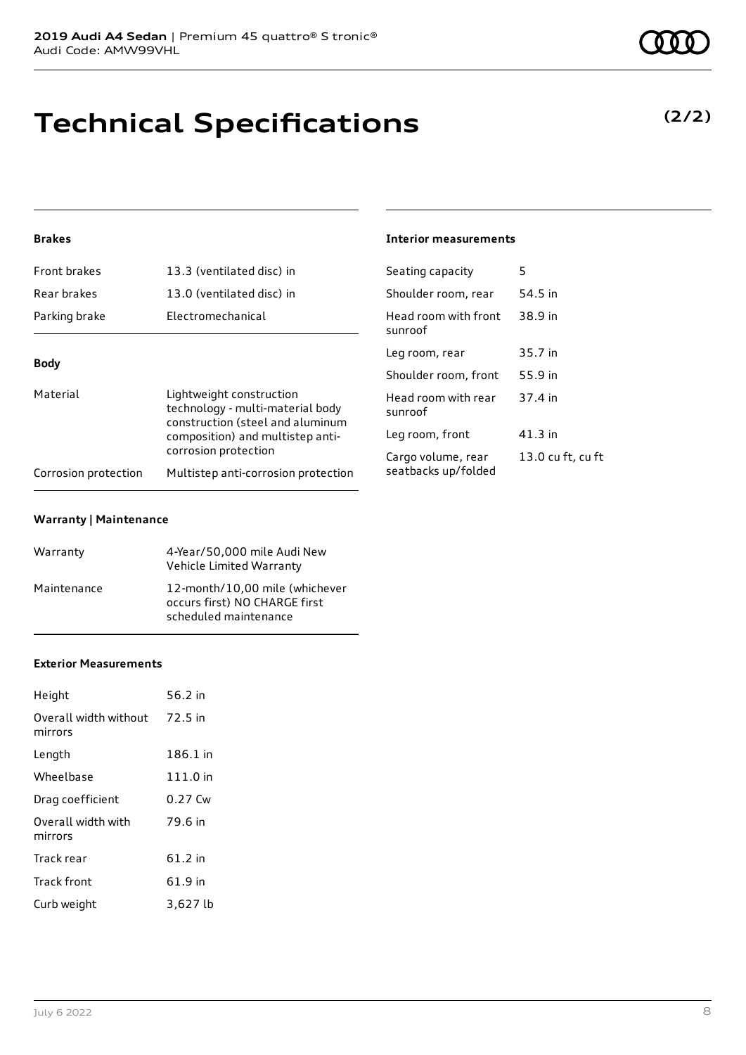# Technical Specifications

**(2/2)**

#### Brakes

| | |
|---|---|
| Front brakes | 13.3 (ventilated disc) in |
| Rear brakes | 13.0 (ventilated disc) in |
| Parking brake | Electromechanical |

#### Body

| | |
|---|---|
| Material | Lightweight construction technology - multi-material body construction (steel and aluminum composition) and multistep anti-corrosion protection |
| Corrosion protection | Multistep anti-corrosion protection |

#### Warranty | Maintenance

| | |
|---|---|
| Warranty | 4-Year/50,000 mile Audi New Vehicle Limited Warranty |
| Maintenance | 12-month/10,00 mile (whichever occurs first) NO CHARGE first scheduled maintenance |

#### Exterior Measurements

| | |
|---|---|
| Height | 56.2 in |
| Overall width without mirrors | 72.5 in |
| Length | 186.1 in |
| Wheelbase | 111.0 in |
| Drag coefficient | 0.27 Cw |
| Overall width with mirrors | 79.6 in |
| Track rear | 61.2 in |
| Track front | 61.9 in |
| Curb weight | 3,627 lb |

#### Interior measurements

| | |
|---|---|
| Seating capacity | 5 |
| Shoulder room, rear | 54.5 in |
| Head room with front sunroof | 38.9 in |
| Leg room, rear | 35.7 in |
| Shoulder room, front | 55.9 in |
| Head room with rear sunroof | 37.4 in |
| Leg room, front | 41.3 in |
| Cargo volume, rear seatbacks up/folded | 13.0 cu ft, cu ft |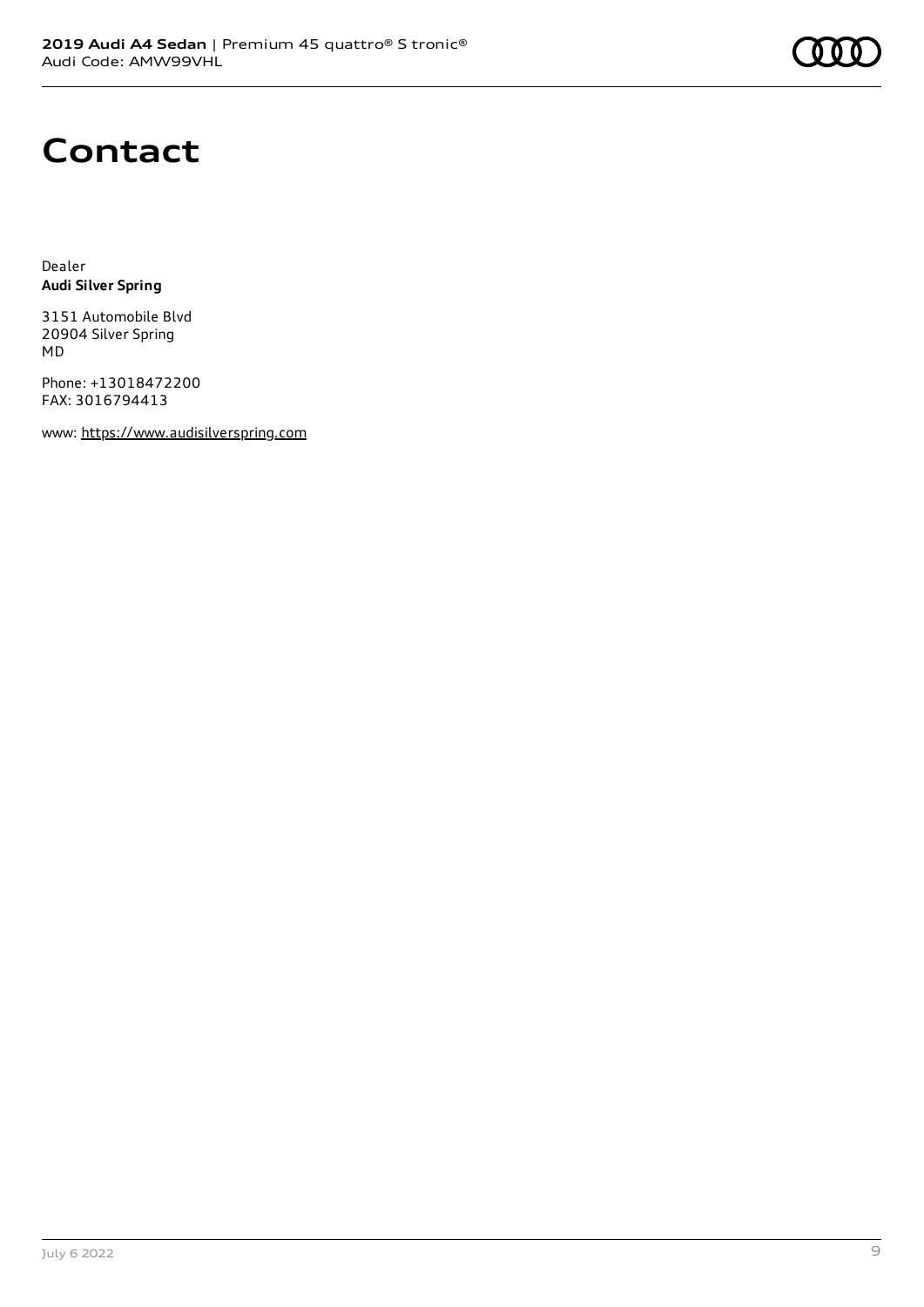# Contact

Dealer
**Audi Silver Spring**

3151 Automobile Blvd
20904 Silver Spring
MD

Phone: +13018472200
FAX: 3016794413

www: https://www.audisilverspring.com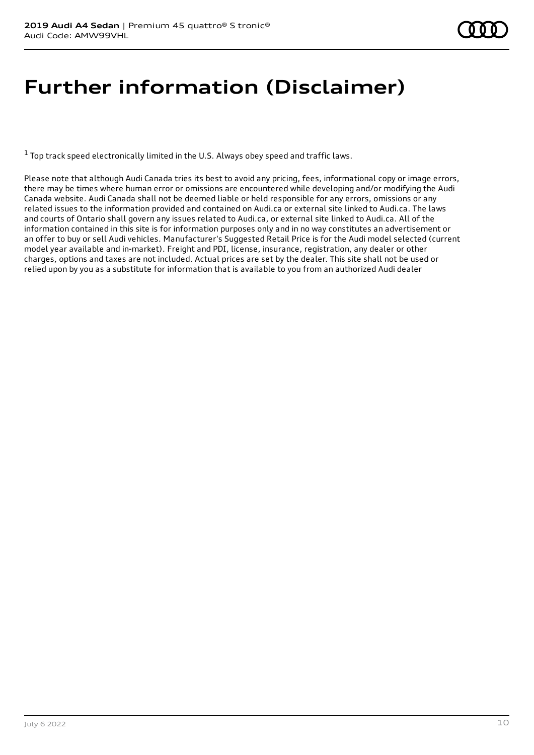# Further information (Disclaimer)

[1] Top track speed electronically limited in the U.S. Always obey speed and traffic laws.

Please note that although Audi Canada tries its best to avoid any pricing, fees, informational copy or image errors, there may be times where human error or omissions are encountered while developing and/or modifying the Audi Canada website. Audi Canada shall not be deemed liable or held responsible for any errors, omissions or any related issues to the information provided and contained on Audi.ca or external site linked to Audi.ca. The laws and courts of Ontario shall govern any issues related to Audi.ca, or external site linked to Audi.ca. All of the information contained in this site is for information purposes only and in no way constitutes an advertisement or an offer to buy or sell Audi vehicles. Manufacturer's Suggested Retail Price is for the Audi model selected (current model year available and in-market). Freight and PDI, license, insurance, registration, any dealer or other charges, options and taxes are not included. Actual prices are set by the dealer. This site shall not be used or relied upon by you as a substitute for information that is available to you from an authorized Audi dealer